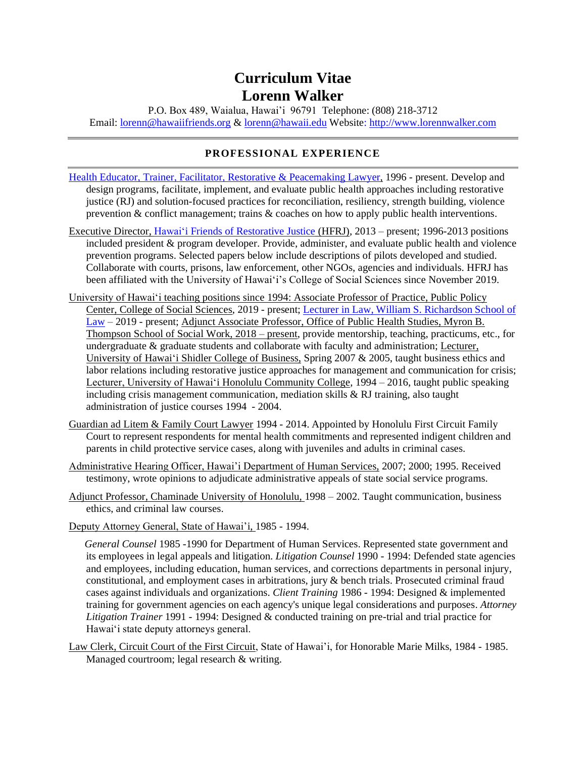# Curriculum Vitae
# Lorenn Walker

P.O. Box 489, Waialua, Hawai'i 96791 Telephone: (808) 218-3712
Email: lorenn@hawaiifriends.org & lorenn@hawaii.edu Website: http://www.lorennwalker.com

## PROFESSIONAL EXPERIENCE

Health Educator, Trainer, Facilitator, Restorative & Peacemaking Lawyer, 1996 - present. Develop and design programs, facilitate, implement, and evaluate public health approaches including restorative justice (RJ) and solution-focused practices for reconciliation, resiliency, strength building, violence prevention & conflict management; trains & coaches on how to apply public health interventions.

Executive Director, Hawai'i Friends of Restorative Justice (HFRJ), 2013 – present; 1996-2013 positions included president & program developer. Provide, administer, and evaluate public health and violence prevention programs. Selected papers below include descriptions of pilots developed and studied. Collaborate with courts, prisons, law enforcement, other NGOs, agencies and individuals. HFRJ has been affiliated with the University of Hawai'i's College of Social Sciences since November 2019.

University of Hawai'i teaching positions since 1994: Associate Professor of Practice, Public Policy Center, College of Social Sciences, 2019 - present; Lecturer in Law, William S. Richardson School of Law – 2019 - present; Adjunct Associate Professor, Office of Public Health Studies, Myron B. Thompson School of Social Work, 2018 – present, provide mentorship, teaching, practicums, etc., for undergraduate & graduate students and collaborate with faculty and administration; Lecturer, University of Hawai'i Shidler College of Business, Spring 2007 & 2005, taught business ethics and labor relations including restorative justice approaches for management and communication for crisis; Lecturer, University of Hawai'i Honolulu Community College, 1994 – 2016, taught public speaking including crisis management communication, mediation skills & RJ training, also taught administration of justice courses 1994 - 2004.

Guardian ad Litem & Family Court Lawyer 1994 - 2014. Appointed by Honolulu First Circuit Family Court to represent respondents for mental health commitments and represented indigent children and parents in child protective service cases, along with juveniles and adults in criminal cases.

Administrative Hearing Officer, Hawai'i Department of Human Services, 2007; 2000; 1995. Received testimony, wrote opinions to adjudicate administrative appeals of state social service programs.

Adjunct Professor, Chaminade University of Honolulu, 1998 – 2002. Taught communication, business ethics, and criminal law courses.

Deputy Attorney General, State of Hawai'i, 1985 - 1994.

*General Counsel* 1985 -1990 for Department of Human Services. Represented state government and its employees in legal appeals and litigation. *Litigation Counsel* 1990 - 1994: Defended state agencies and employees, including education, human services, and corrections departments in personal injury, constitutional, and employment cases in arbitrations, jury & bench trials. Prosecuted criminal fraud cases against individuals and organizations. *Client Training* 1986 - 1994: Designed & implemented training for government agencies on each agency's unique legal considerations and purposes. *Attorney Litigation Trainer* 1991 - 1994: Designed & conducted training on pre-trial and trial practice for Hawai'i state deputy attorneys general.

Law Clerk, Circuit Court of the First Circuit, State of Hawai'i, for Honorable Marie Milks, 1984 - 1985. Managed courtroom; legal research & writing.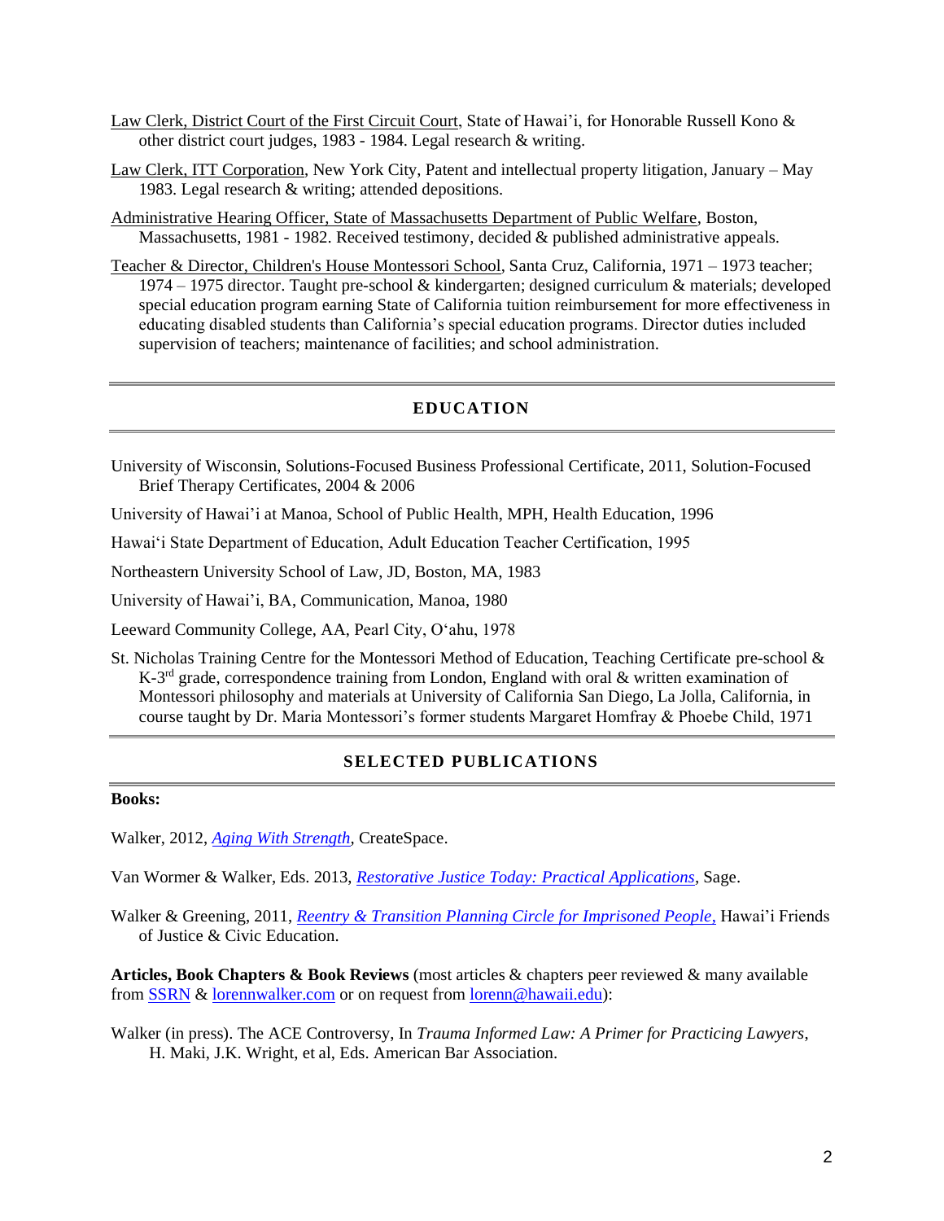Law Clerk, District Court of the First Circuit Court, State of Hawai'i, for Honorable Russell Kono & other district court judges, 1983 - 1984. Legal research & writing.

Law Clerk, ITT Corporation, New York City, Patent and intellectual property litigation, January – May 1983. Legal research & writing; attended depositions.

Administrative Hearing Officer, State of Massachusetts Department of Public Welfare, Boston, Massachusetts, 1981 - 1982. Received testimony, decided & published administrative appeals.

Teacher & Director, Children's House Montessori School, Santa Cruz, California, 1971 – 1973 teacher; 1974 – 1975 director. Taught pre-school & kindergarten; designed curriculum & materials; developed special education program earning State of California tuition reimbursement for more effectiveness in educating disabled students than California's special education programs. Director duties included supervision of teachers; maintenance of facilities; and school administration.

## EDUCATION

University of Wisconsin, Solutions-Focused Business Professional Certificate, 2011, Solution-Focused Brief Therapy Certificates, 2004 & 2006

University of Hawai'i at Manoa, School of Public Health, MPH, Health Education, 1996

Hawai'i State Department of Education, Adult Education Teacher Certification, 1995

Northeastern University School of Law, JD, Boston, MA, 1983

University of Hawai'i, BA, Communication, Manoa, 1980

Leeward Community College, AA, Pearl City, O'ahu, 1978

St. Nicholas Training Centre for the Montessori Method of Education, Teaching Certificate pre-school & K-3rd grade, correspondence training from London, England with oral & written examination of Montessori philosophy and materials at University of California San Diego, La Jolla, California, in course taught by Dr. Maria Montessori's former students Margaret Homfray & Phoebe Child, 1971

## SELECTED PUBLICATIONS

**Books:**

Walker, 2012, *Aging With Strength*, CreateSpace.

Van Wormer & Walker, Eds. 2013, *Restorative Justice Today: Practical Applications*, Sage.

Walker & Greening, 2011, *Reentry & Transition Planning Circle for Imprisoned People*, Hawai'i Friends of Justice & Civic Education.

**Articles, Book Chapters & Book Reviews** (most articles & chapters peer reviewed & many available from SSRN & lorennwalker.com or on request from lorenn@hawaii.edu):

Walker (in press). The ACE Controversy, In *Trauma Informed Law: A Primer for Practicing Lawyers*, H. Maki, J.K. Wright, et al, Eds. American Bar Association.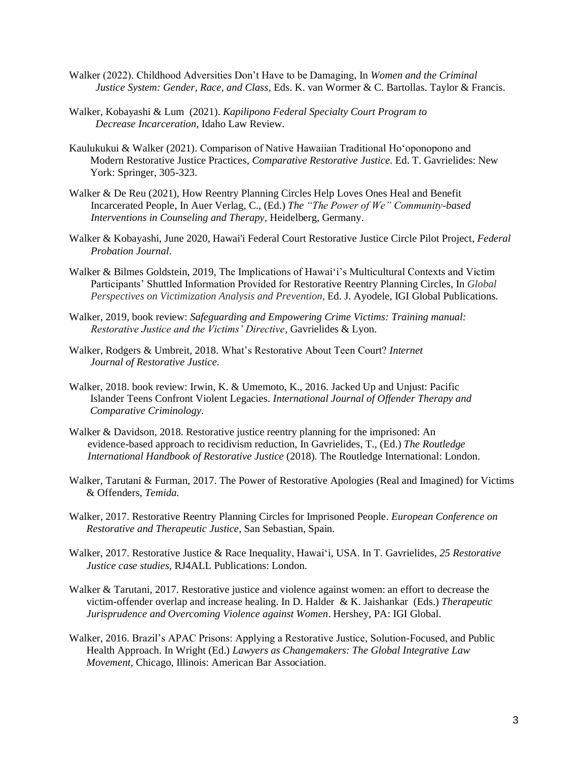Walker (2022). Childhood Adversities Don't Have to be Damaging, In *Women and the Criminal Justice System: Gender, Race, and Class*, Eds. K. van Wormer & C. Bartollas. Taylor & Francis.

Walker, Kobayashi & Lum (2021). *Kapilipono Federal Specialty Court Program to Decrease Incarceration*, Idaho Law Review.

Kaulukukui & Walker (2021). Comparison of Native Hawaiian Traditional Hoʻoponopono and Modern Restorative Justice Practices, *Comparative Restorative Justice*. Ed. T. Gavrielides: New York: Springer, 305-323.

Walker & De Reu (2021), How Reentry Planning Circles Help Loves Ones Heal and Benefit Incarcerated People, In Auer Verlag, C., (Ed.) *The "The Power of We" Community-based Interventions in Counseling and Therapy*, Heidelberg, Germany.

Walker & Kobayashi, June 2020, Hawai'i Federal Court Restorative Justice Circle Pilot Project, *Federal Probation Journal.*

Walker & Bilmes Goldstein, 2019, The Implications of Hawaiʻi's Multicultural Contexts and Victim Participants' Shuttled Information Provided for Restorative Reentry Planning Circles, In *Global Perspectives on Victimization Analysis and Prevention*, Ed. J. Ayodele, IGI Global Publications.

Walker, 2019, book review: *Safeguarding and Empowering Crime Victims: Training manual: Restorative Justice and the Victims' Directive*, Gavrielides & Lyon.

Walker, Rodgers & Umbreit, 2018. What's Restorative About Teen Court? *Internet Journal of Restorative Justice.*

Walker, 2018. book review: Irwin, K. & Umemoto, K., 2016. Jacked Up and Unjust: Pacific Islander Teens Confront Violent Legacies. *International Journal of Offender Therapy and Comparative Criminology.*

Walker & Davidson, 2018. Restorative justice reentry planning for the imprisoned: An evidence-based approach to recidivism reduction, In Gavrielides, T., (Ed.) *The Routledge International Handbook of Restorative Justice* (2018)*.* The Routledge International: London.

Walker, Tarutani & Furman, 2017. The Power of Restorative Apologies (Real and Imagined) for Victims & Offenders, *Temida.*

Walker, 2017. Restorative Reentry Planning Circles for Imprisoned People. *European Conference on Restorative and Therapeutic Justice*, San Sebastian, Spain.

Walker, 2017. Restorative Justice & Race Inequality, Hawaiʻi, USA. In T. Gavrielides, *25 Restorative Justice case studies*, RJ4ALL Publications: London.

Walker & Tarutani, 2017. Restorative justice and violence against women: an effort to decrease the victim-offender overlap and increase healing. In D. Halder & K. Jaishankar (Eds.) *Therapeutic Jurisprudence and Overcoming Violence against Women*. Hershey, PA: IGI Global.

Walker, 2016. Brazil's APAC Prisons: Applying a Restorative Justice, Solution-Focused, and Public Health Approach. In Wright (Ed.) *Lawyers as Changemakers: The Global Integrative Law Movement,* Chicago, Illinois: American Bar Association.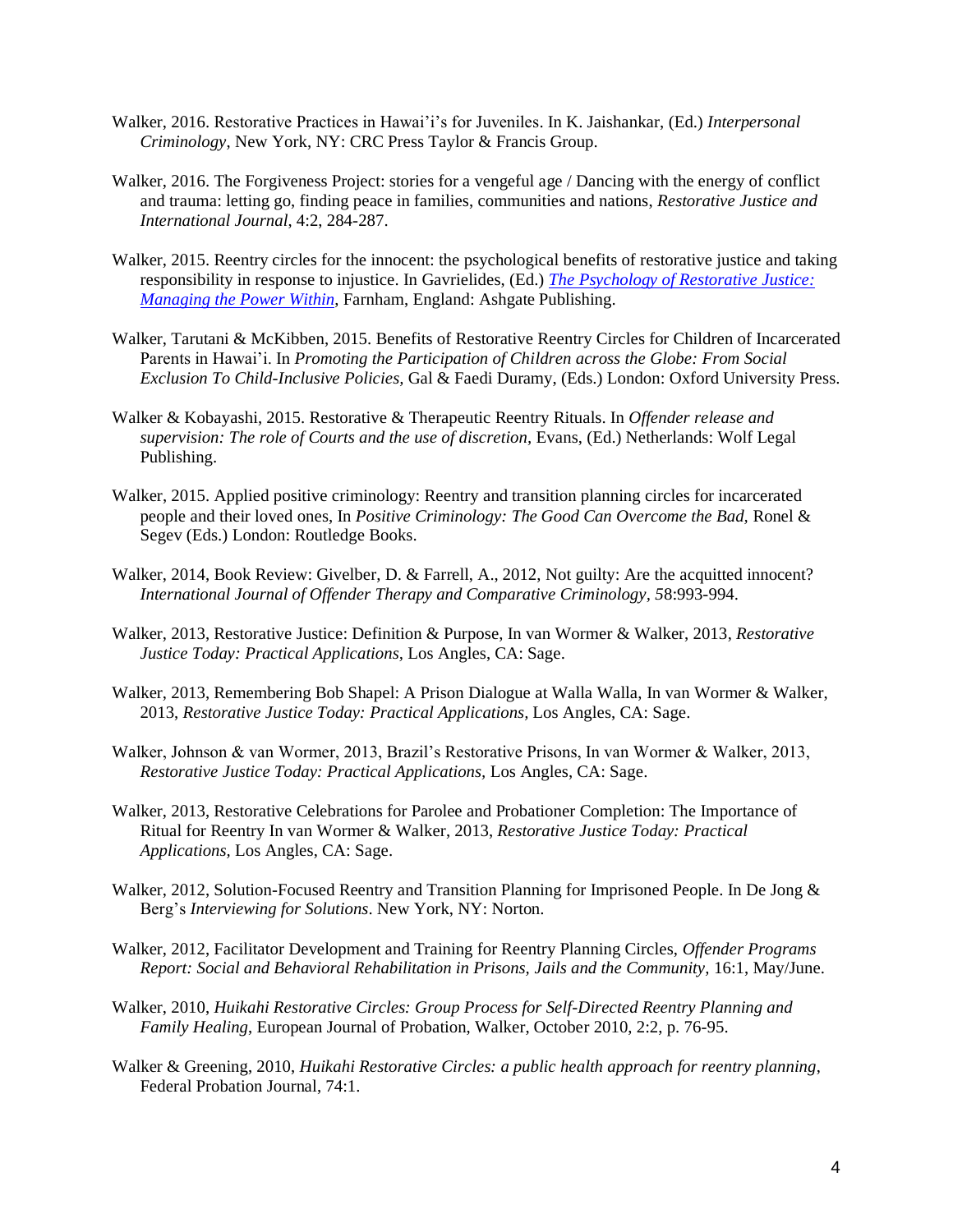Walker, 2016. Restorative Practices in Hawai'i's for Juveniles. In K. Jaishankar, (Ed.) *Interpersonal Criminology*, New York, NY: CRC Press Taylor & Francis Group.

Walker, 2016. The Forgiveness Project: stories for a vengeful age / Dancing with the energy of conflict and trauma: letting go, finding peace in families, communities and nations, *Restorative Justice and International Journal*, 4:2, 284-287.

Walker, 2015. Reentry circles for the innocent: the psychological benefits of restorative justice and taking responsibility in response to injustice. In Gavrielides, (Ed.) *The Psychology of Restorative Justice: Managing the Power Within*, Farnham, England: Ashgate Publishing.

Walker, Tarutani & McKibben, 2015. Benefits of Restorative Reentry Circles for Children of Incarcerated Parents in Hawai'i. In *Promoting the Participation of Children across the Globe: From Social Exclusion To Child-Inclusive Policies,* Gal & Faedi Duramy, (Eds.) London: Oxford University Press.

Walker & Kobayashi, 2015. Restorative & Therapeutic Reentry Rituals. In *Offender release and supervision: The role of Courts and the use of discretion,* Evans, (Ed.) Netherlands: Wolf Legal Publishing.

Walker, 2015. Applied positive criminology: Reentry and transition planning circles for incarcerated people and their loved ones, In *Positive Criminology: The Good Can Overcome the Bad,* Ronel & Segev (Eds.) London: Routledge Books.

Walker, 2014, Book Review: Givelber, D. & Farrell, A., 2012, Not guilty: Are the acquitted innocent? *International Journal of Offender Therapy and Comparative Criminology, 5*8:993-994.

Walker, 2013, Restorative Justice: Definition & Purpose, In van Wormer & Walker, 2013, *Restorative Justice Today: Practical Applications,* Los Angles, CA: Sage.

Walker, 2013, Remembering Bob Shapel: A Prison Dialogue at Walla Walla, In van Wormer & Walker, 2013, *Restorative Justice Today: Practical Applications,* Los Angles, CA: Sage.

Walker, Johnson & van Wormer, 2013, Brazil's Restorative Prisons, In van Wormer & Walker, 2013, *Restorative Justice Today: Practical Applications,* Los Angles, CA: Sage.

Walker, 2013, Restorative Celebrations for Parolee and Probationer Completion: The Importance of Ritual for Reentry In van Wormer & Walker, 2013, *Restorative Justice Today: Practical Applications,* Los Angles, CA: Sage.

Walker, 2012, Solution-Focused Reentry and Transition Planning for Imprisoned People. In De Jong & Berg's *Interviewing for Solutions*. New York, NY: Norton.

Walker, 2012, Facilitator Development and Training for Reentry Planning Circles, *Offender Programs Report: Social and Behavioral Rehabilitation in Prisons, Jails and the Community,* 16:1, May/June.

Walker, 2010, *Huikahi Restorative Circles: Group Process for Self-Directed Reentry Planning and Family Healing*, European Journal of Probation, Walker, October 2010, 2:2, p. 76-95.

Walker & Greening, 2010, *Huikahi Restorative Circles: a public health approach for reentry planning*, Federal Probation Journal, 74:1.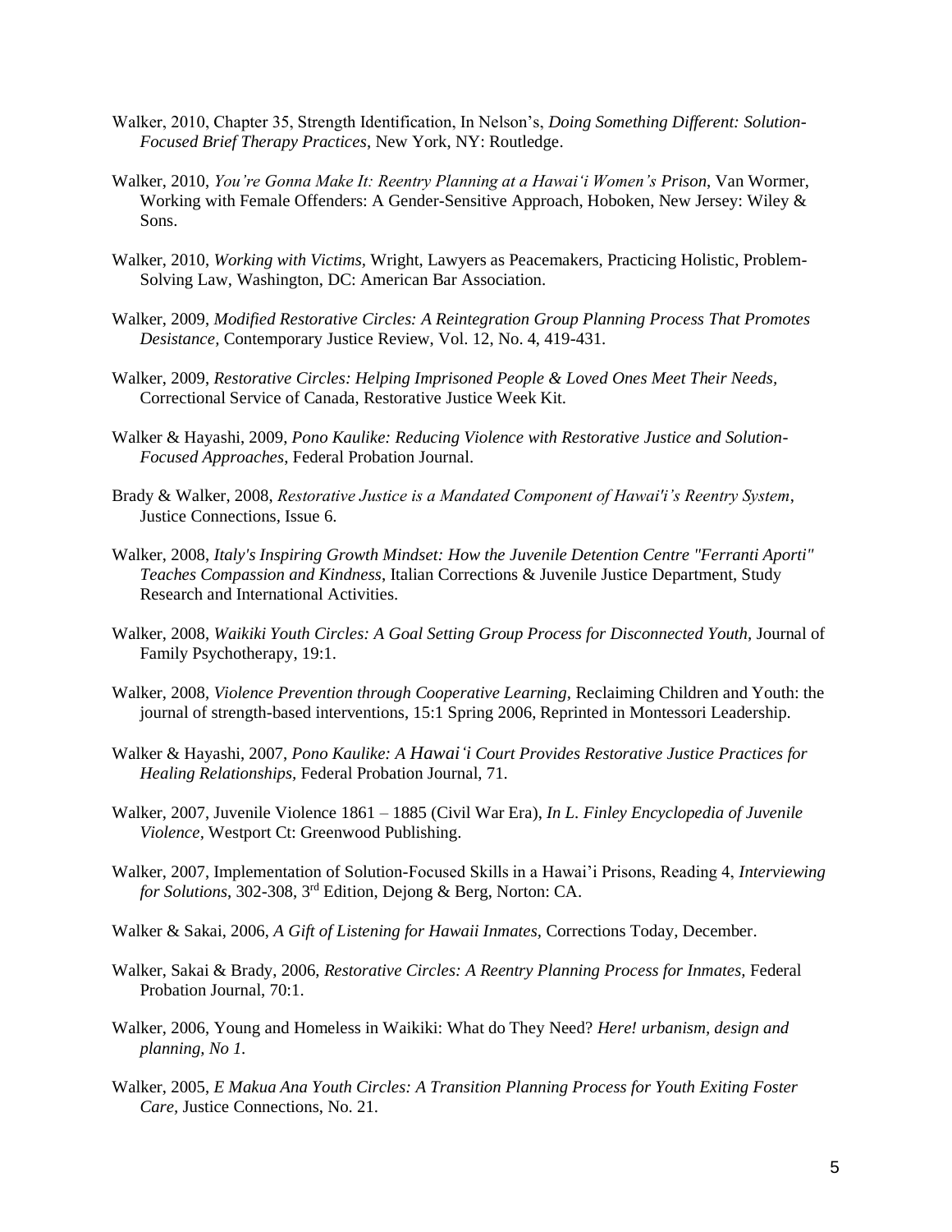Walker, 2010, Chapter 35, Strength Identification, In Nelson's, *Doing Something Different: Solution-Focused Brief Therapy Practices*, New York, NY: Routledge.

Walker, 2010, *You're Gonna Make It: Reentry Planning at a Hawai'i Women's Prison*, Van Wormer, Working with Female Offenders: A Gender-Sensitive Approach, Hoboken, New Jersey: Wiley & Sons.

Walker, 2010, *Working with Victims*, Wright, Lawyers as Peacemakers, Practicing Holistic, Problem-Solving Law, Washington, DC: American Bar Association.

Walker, 2009, *Modified Restorative Circles: A Reintegration Group Planning Process That Promotes Desistance*, Contemporary Justice Review, Vol. 12, No. 4, 419-431.

Walker, 2009, *Restorative Circles: Helping Imprisoned People & Loved Ones Meet Their Needs*, Correctional Service of Canada, Restorative Justice Week Kit.

Walker & Hayashi, 2009, *Pono Kaulike: Reducing Violence with Restorative Justice and Solution-Focused Approaches*, Federal Probation Journal.

Brady & Walker, 2008, *Restorative Justice is a Mandated Component of Hawai'i's Reentry System*, Justice Connections, Issue 6.

Walker, 2008, *Italy's Inspiring Growth Mindset: How the Juvenile Detention Centre "Ferranti Aporti" Teaches Compassion and Kindness*, Italian Corrections & Juvenile Justice Department, Study Research and International Activities.

Walker, 2008, *Waikiki Youth Circles: A Goal Setting Group Process for Disconnected Youth*, Journal of Family Psychotherapy, 19:1.

Walker, 2008, *Violence Prevention through Cooperative Learning*, Reclaiming Children and Youth: the journal of strength-based interventions, 15:1 Spring 2006, Reprinted in Montessori Leadership.

Walker & Hayashi, 2007, *Pono Kaulike: A Hawai'i Court Provides Restorative Justice Practices for Healing Relationships*, Federal Probation Journal, 71.

Walker, 2007, Juvenile Violence 1861 – 1885 (Civil War Era), *In L. Finley Encyclopedia of Juvenile Violence*, Westport Ct: Greenwood Publishing.

Walker, 2007, Implementation of Solution-Focused Skills in a Hawai'i Prisons, Reading 4, *Interviewing for Solutions*, 302-308, 3rd Edition, Dejong & Berg, Norton: CA.

Walker & Sakai, 2006, *A Gift of Listening for Hawaii Inmates*, Corrections Today, December.

Walker, Sakai & Brady, 2006, *Restorative Circles: A Reentry Planning Process for Inmates*, Federal Probation Journal, 70:1.

Walker, 2006, Young and Homeless in Waikiki: What do They Need? *Here! urbanism, design and planning, No 1.*

Walker, 2005, *E Makua Ana Youth Circles: A Transition Planning Process for Youth Exiting Foster Care*, Justice Connections, No. 21.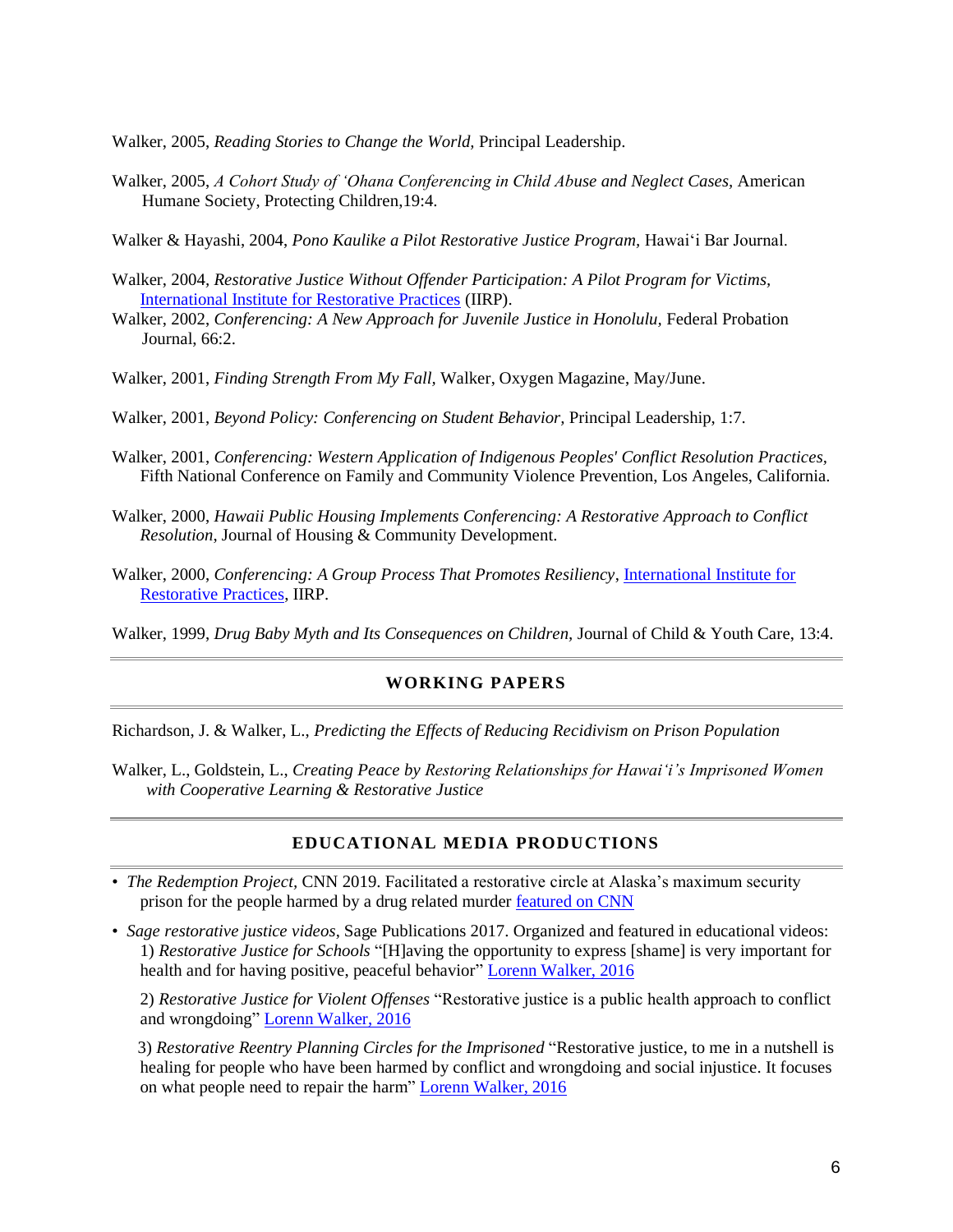Walker, 2005, *Reading Stories to Change the World,* Principal Leadership.

Walker, 2005, *A Cohort Study of ʻOhana Conferencing in Child Abuse and Neglect Cases,* American Humane Society, Protecting Children,19:4.

Walker & Hayashi, 2004, *Pono Kaulike a Pilot Restorative Justice Program,* Hawaiʻi Bar Journal.

Walker, 2004, *Restorative Justice Without Offender Participation: A Pilot Program for Victims,* International Institute for Restorative Practices (IIRP).

Walker, 2002, *Conferencing: A New Approach for Juvenile Justice in Honolulu,* Federal Probation Journal, 66:2.

Walker, 2001, *Finding Strength From My Fall,* Walker, Oxygen Magazine, May/June.

Walker, 2001, *Beyond Policy: Conferencing on Student Behavior,* Principal Leadership, 1:7.

Walker, 2001, *Conferencing: Western Application of Indigenous Peoples' Conflict Resolution Practices*, Fifth National Conference on Family and Community Violence Prevention, Los Angeles, California.

Walker, 2000, *Hawaii Public Housing Implements Conferencing: A Restorative Approach to Conflict Resolution*, Journal of Housing & Community Development.

Walker, 2000, *Conferencing: A Group Process That Promotes Resiliency*, International Institute for Restorative Practices, IIRP.

Walker, 1999, *Drug Baby Myth and Its Consequences on Children,* Journal of Child & Youth Care, 13:4.

## WORKING PAPERS

Richardson, J. & Walker, L., *Predicting the Effects of Reducing Recidivism on Prison Population*

Walker, L., Goldstein, L., *Creating Peace by Restoring Relationships for Hawaiʻi's Imprisoned Women with Cooperative Learning & Restorative Justice*

## EDUCATIONAL MEDIA PRODUCTIONS

- *The Redemption Project,* CNN 2019. Facilitated a restorative circle at Alaska's maximum security prison for the people harmed by a drug related murder featured on CNN
- *Sage restorative justice videos*, Sage Publications 2017. Organized and featured in educational videos:
  1) *Restorative Justice for Schools* "[H]aving the opportunity to express [shame] is very important for health and for having positive, peaceful behavior" Lorenn Walker, 2016

  2) *Restorative Justice for Violent Offenses* "Restorative justice is a public health approach to conflict and wrongdoing" Lorenn Walker, 2016

  3) *Restorative Reentry Planning Circles for the Imprisoned* "Restorative justice, to me in a nutshell is healing for people who have been harmed by conflict and wrongdoing and social injustice. It focuses on what people need to repair the harm" Lorenn Walker, 2016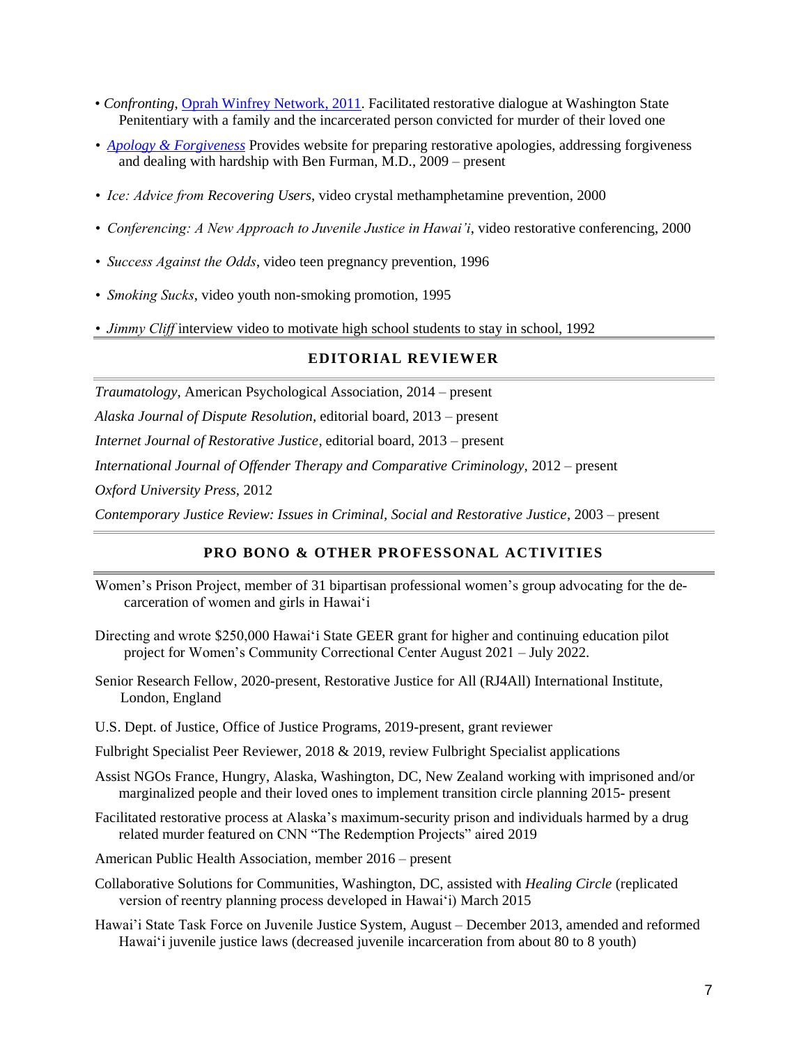- *Confronting*, Oprah Winfrey Network, 2011. Facilitated restorative dialogue at Washington State Penitentiary with a family and the incarcerated person convicted for murder of their loved one
- *Apology & Forgiveness* Provides website for preparing restorative apologies, addressing forgiveness and dealing with hardship with Ben Furman, M.D., 2009 – present
- *Ice: Advice from Recovering Users*, video crystal methamphetamine prevention, 2000
- *Conferencing: A New Approach to Juvenile Justice in Hawai'i*, video restorative conferencing, 2000
- *Success Against the Odds*, video teen pregnancy prevention, 1996
- *Smoking Sucks*, video youth non-smoking promotion, 1995
- *Jimmy Cliff* interview video to motivate high school students to stay in school, 1992

## EDITORIAL REVIEWER

*Traumatology*, American Psychological Association, 2014 – present

*Alaska Journal of Dispute Resolution*, editorial board, 2013 – present

*Internet Journal of Restorative Justice*, editorial board, 2013 – present

*International Journal of Offender Therapy and Comparative Criminology*, 2012 – present

*Oxford University Press*, 2012

*Contemporary Justice Review: Issues in Criminal, Social and Restorative Justice*, 2003 – present

## PRO BONO & OTHER PROFESSIONAL ACTIVITIES

Women's Prison Project, member of 31 bipartisan professional women's group advocating for the de-carceration of women and girls in Hawai'i

Directing and wrote $250,000 Hawai'i State GEER grant for higher and continuing education pilot project for Women's Community Correctional Center August 2021 – July 2022.

Senior Research Fellow, 2020-present, Restorative Justice for All (RJ4All) International Institute, London, England

U.S. Dept. of Justice, Office of Justice Programs, 2019-present, grant reviewer

Fulbright Specialist Peer Reviewer, 2018 & 2019, review Fulbright Specialist applications

Assist NGOs France, Hungry, Alaska, Washington, DC, New Zealand working with imprisoned and/or marginalized people and their loved ones to implement transition circle planning 2015- present

Facilitated restorative process at Alaska's maximum-security prison and individuals harmed by a drug related murder featured on CNN "The Redemption Projects" aired 2019

American Public Health Association, member 2016 – present

Collaborative Solutions for Communities, Washington, DC, assisted with *Healing Circle* (replicated version of reentry planning process developed in Hawai'i) March 2015

Hawai'i State Task Force on Juvenile Justice System, August – December 2013, amended and reformed Hawai'i juvenile justice laws (decreased juvenile incarceration from about 80 to 8 youth)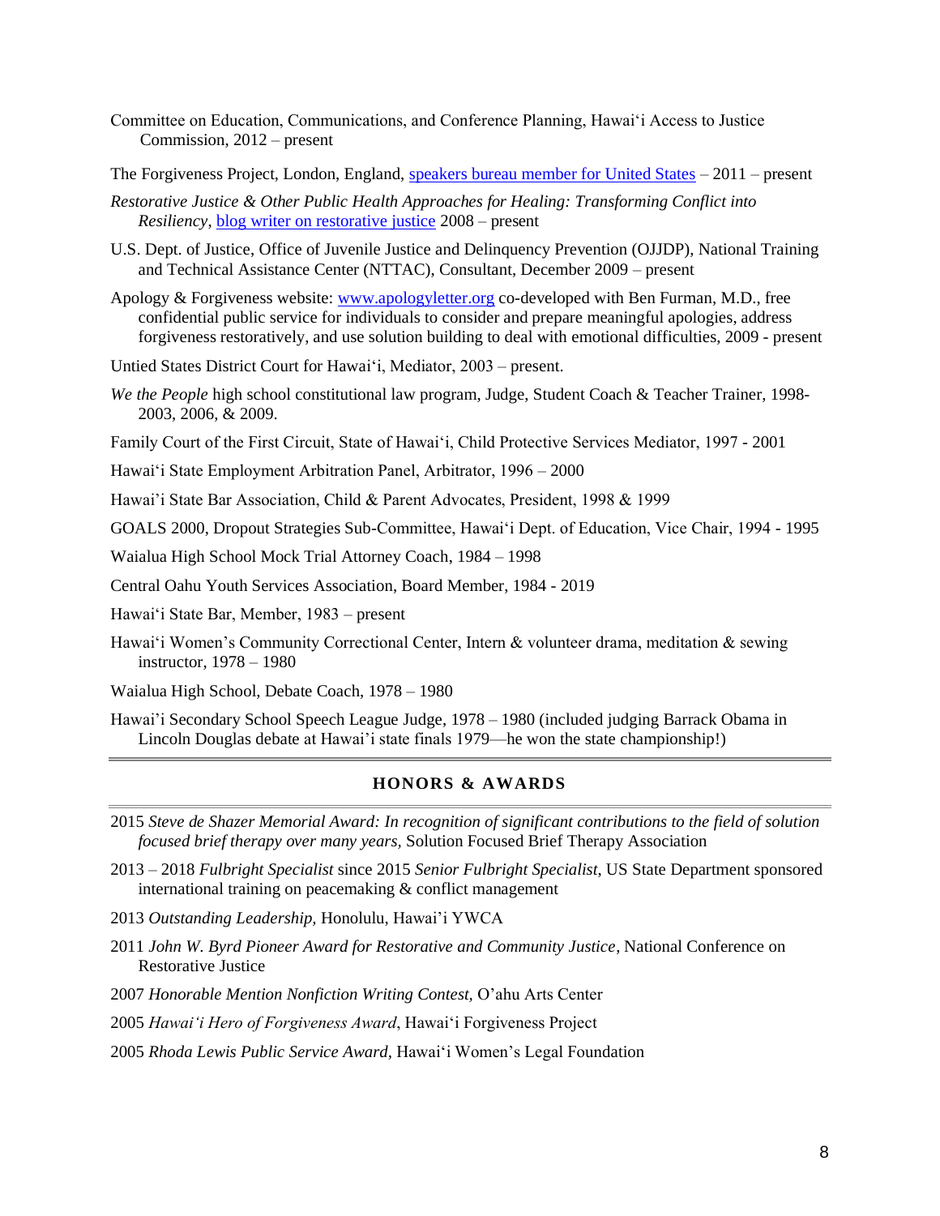Committee on Education, Communications, and Conference Planning, Hawai'i Access to Justice Commission, 2012 – present

The Forgiveness Project, London, England, [speakers bureau member for United States]() – 2011 – present

*Restorative Justice & Other Public Health Approaches for Healing: Transforming Conflict into Resiliency*, [blog writer on restorative justice]() 2008 – present

U.S. Dept. of Justice, Office of Juvenile Justice and Delinquency Prevention (OJJDP), National Training and Technical Assistance Center (NTTAC), Consultant, December 2009 – present

Apology & Forgiveness website: [www.apologyletter.org]() co-developed with Ben Furman, M.D., free confidential public service for individuals to consider and prepare meaningful apologies, address forgiveness restoratively, and use solution building to deal with emotional difficulties, 2009 - present

Untied States District Court for Hawai'i, Mediator, 2003 – present.

*We the People* high school constitutional law program, Judge, Student Coach & Teacher Trainer, 1998-2003, 2006, & 2009.

Family Court of the First Circuit, State of Hawai'i, Child Protective Services Mediator, 1997 - 2001

Hawai'i State Employment Arbitration Panel, Arbitrator, 1996 – 2000

Hawai'i State Bar Association, Child & Parent Advocates, President, 1998 & 1999

GOALS 2000, Dropout Strategies Sub-Committee, Hawai'i Dept. of Education, Vice Chair, 1994 - 1995

Waialua High School Mock Trial Attorney Coach, 1984 – 1998

Central Oahu Youth Services Association, Board Member, 1984 - 2019

Hawai'i State Bar, Member, 1983 – present

Hawai'i Women's Community Correctional Center, Intern & volunteer drama, meditation & sewing instructor, 1978 – 1980

Waialua High School, Debate Coach, 1978 – 1980

Hawai'i Secondary School Speech League Judge, 1978 – 1980 (included judging Barrack Obama in Lincoln Douglas debate at Hawai'i state finals 1979—he won the state championship!)

## HONORS & AWARDS

2015 *Steve de Shazer Memorial Award: In recognition of significant contributions to the field of solution focused brief therapy over many years,* Solution Focused Brief Therapy Association

2013 – 2018 *Fulbright Specialist* since 2015 *Senior Fulbright Specialist*, US State Department sponsored international training on peacemaking & conflict management

2013 *Outstanding Leadership,* Honolulu, Hawai'i YWCA

2011 *John W. Byrd Pioneer Award for Restorative and Community Justice*, National Conference on Restorative Justice

2007 *Honorable Mention Nonfiction Writing Contest,* O'ahu Arts Center

2005 *Hawai'i Hero of Forgiveness Award*, Hawai'i Forgiveness Project

2005 *Rhoda Lewis Public Service Award,* Hawai'i Women's Legal Foundation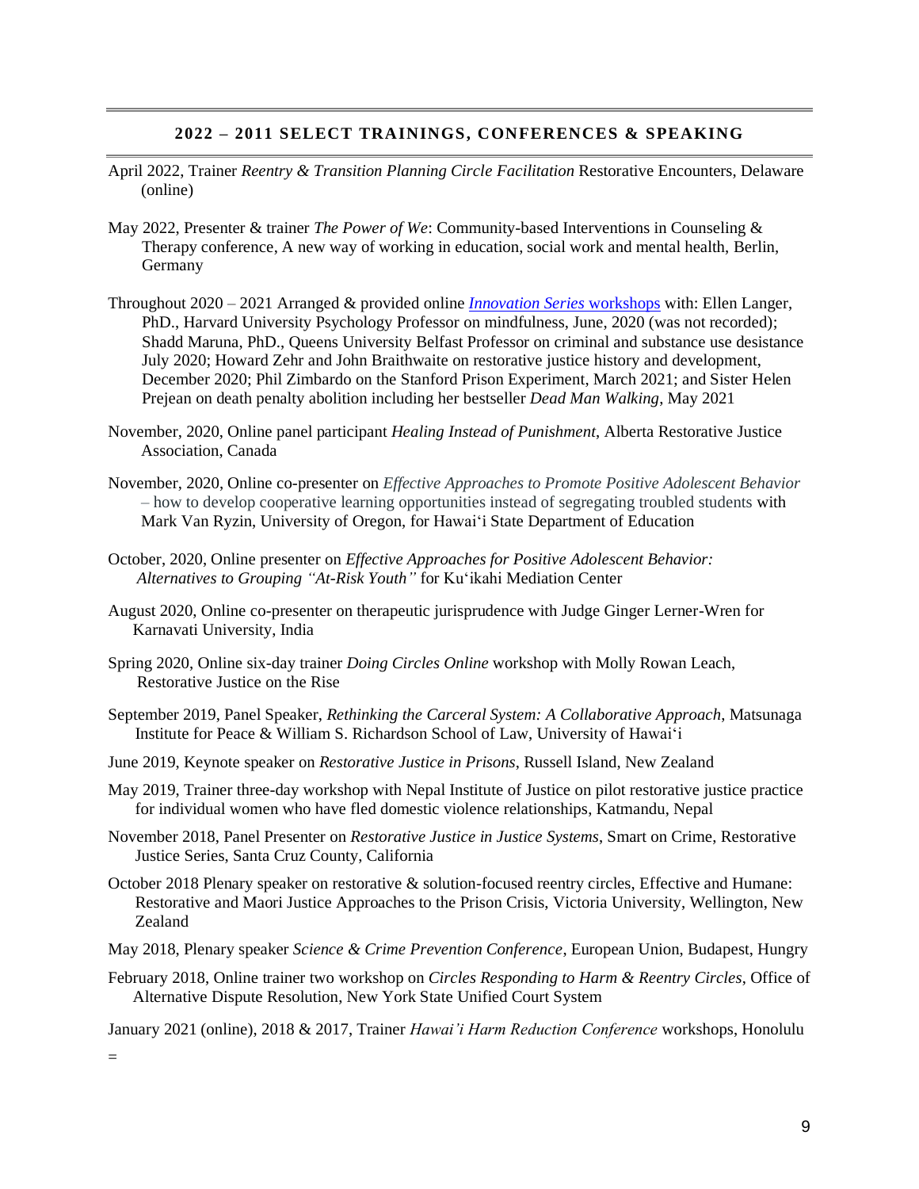## 2022 – 2011 SELECT TRAININGS, CONFERENCES & SPEAKING

April 2022, Trainer *Reentry & Transition Planning Circle Facilitation* Restorative Encounters, Delaware (online)

May 2022, Presenter & trainer *The Power of We*: Community-based Interventions in Counseling & Therapy conference, A new way of working in education, social work and mental health, Berlin, Germany

Throughout 2020 – 2021 Arranged & provided online *Innovation Series* workshops with: Ellen Langer, PhD., Harvard University Psychology Professor on mindfulness, June, 2020 (was not recorded); Shadd Maruna, PhD., Queens University Belfast Professor on criminal and substance use desistance July 2020; Howard Zehr and John Braithwaite on restorative justice history and development, December 2020; Phil Zimbardo on the Stanford Prison Experiment, March 2021; and Sister Helen Prejean on death penalty abolition including her bestseller *Dead Man Walking*, May 2021

November, 2020, Online panel participant *Healing Instead of Punishment*, Alberta Restorative Justice Association, Canada

November, 2020, Online co-presenter on *Effective Approaches to Promote Positive Adolescent Behavior* – how to develop cooperative learning opportunities instead of segregating troubled students with Mark Van Ryzin, University of Oregon, for Hawai'i State Department of Education

October, 2020, Online presenter on *Effective Approaches for Positive Adolescent Behavior: Alternatives to Grouping "At-Risk Youth"* for Ku'ikahi Mediation Center

August 2020, Online co-presenter on therapeutic jurisprudence with Judge Ginger Lerner-Wren for Karnavati University, India

Spring 2020, Online six-day trainer *Doing Circles Online* workshop with Molly Rowan Leach, Restorative Justice on the Rise

September 2019, Panel Speaker, *Rethinking the Carceral System: A Collaborative Approach*, Matsunaga Institute for Peace & William S. Richardson School of Law, University of Hawai'i

June 2019, Keynote speaker on *Restorative Justice in Prisons*, Russell Island, New Zealand

May 2019, Trainer three-day workshop with Nepal Institute of Justice on pilot restorative justice practice for individual women who have fled domestic violence relationships, Katmandu, Nepal

November 2018, Panel Presenter on *Restorative Justice in Justice Systems*, Smart on Crime, Restorative Justice Series, Santa Cruz County, California

October 2018 Plenary speaker on restorative & solution-focused reentry circles, Effective and Humane: Restorative and Maori Justice Approaches to the Prison Crisis, Victoria University, Wellington, New Zealand

May 2018, Plenary speaker *Science & Crime Prevention Conference*, European Union, Budapest, Hungry

February 2018, Online trainer two workshop on *Circles Responding to Harm & Reentry Circles*, Office of Alternative Dispute Resolution, New York State Unified Court System

January 2021 (online), 2018 & 2017, Trainer *Hawai'i Harm Reduction Conference* workshops, Honolulu

=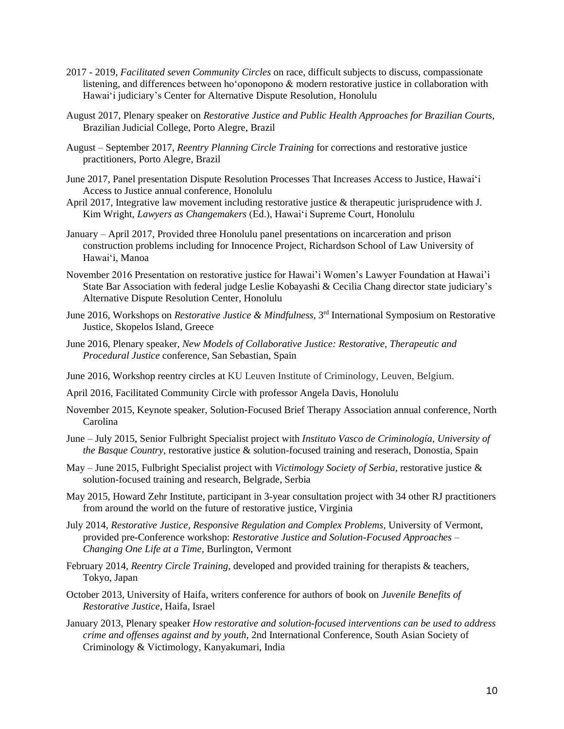2017 - 2019, *Facilitated seven Community Circles* on race, difficult subjects to discuss, compassionate listening, and differences between ho'oponopono & modern restorative justice in collaboration with Hawai'i judiciary's Center for Alternative Dispute Resolution, Honolulu

August 2017, Plenary speaker on *Restorative Justice and Public Health Approaches for Brazilian Courts,* Brazilian Judicial College, Porto Alegre, Brazil

August – September 2017, *Reentry Planning Circle Training* for corrections and restorative justice practitioners, Porto Alegre, Brazil

June 2017, Panel presentation Dispute Resolution Processes That Increases Access to Justice, Hawai'i Access to Justice annual conference, Honolulu

April 2017, Integrative law movement including restorative justice & therapeutic jurisprudence with J. Kim Wright, *Lawyers as Changemakers* (Ed.), Hawai'i Supreme Court, Honolulu

January – April 2017, Provided three Honolulu panel presentations on incarceration and prison construction problems including for Innocence Project, Richardson School of Law University of Hawai'i, Manoa

November 2016 Presentation on restorative justice for Hawai'i Women's Lawyer Foundation at Hawai'i State Bar Association with federal judge Leslie Kobayashi & Cecilia Chang director state judiciary's Alternative Dispute Resolution Center, Honolulu

June 2016, Workshops on *Restorative Justice & Mindfulness*, 3rd International Symposium on Restorative Justice, Skopelos Island, Greece

June 2016, Plenary speaker, *New Models of Collaborative Justice: Restorative, Therapeutic and Procedural Justice* conference, San Sebastian, Spain

June 2016, Workshop reentry circles at KU Leuven Institute of Criminology, Leuven, Belgium.

April 2016, Facilitated Community Circle with professor Angela Davis, Honolulu

November 2015, Keynote speaker, Solution-Focused Brief Therapy Association annual conference, North Carolina

June – July 2015, Senior Fulbright Specialist project with *Instituto Vasco de Criminología, University of the Basque Country*, restorative justice & solution-focused training and reserach, Donostia, Spain

May – June 2015, Fulbright Specialist project with *Victimology Society of Serbia,* restorative justice & solution-focused training and research, Belgrade, Serbia

May 2015, Howard Zehr Institute, participant in 3-year consultation project with 34 other RJ practitioners from around the world on the future of restorative justice, Virginia

July 2014, *Restorative Justice, Responsive Regulation and Complex Problems,* University of Vermont, provided pre-Conference workshop: *Restorative Justice and Solution-Focused Approaches – Changing One Life at a Time*, Burlington, Vermont

February 2014, *Reentry Circle Training,* developed and provided training for therapists & teachers, Tokyo, Japan

October 2013, University of Haifa, writers conference for authors of book on *Juvenile Benefits of Restorative Justice*, Haifa, Israel

January 2013, Plenary speaker *How restorative and solution-focused interventions can be used to address crime and offenses against and by youth,* 2nd International Conference, South Asian Society of Criminology & Victimology, Kanyakumari, India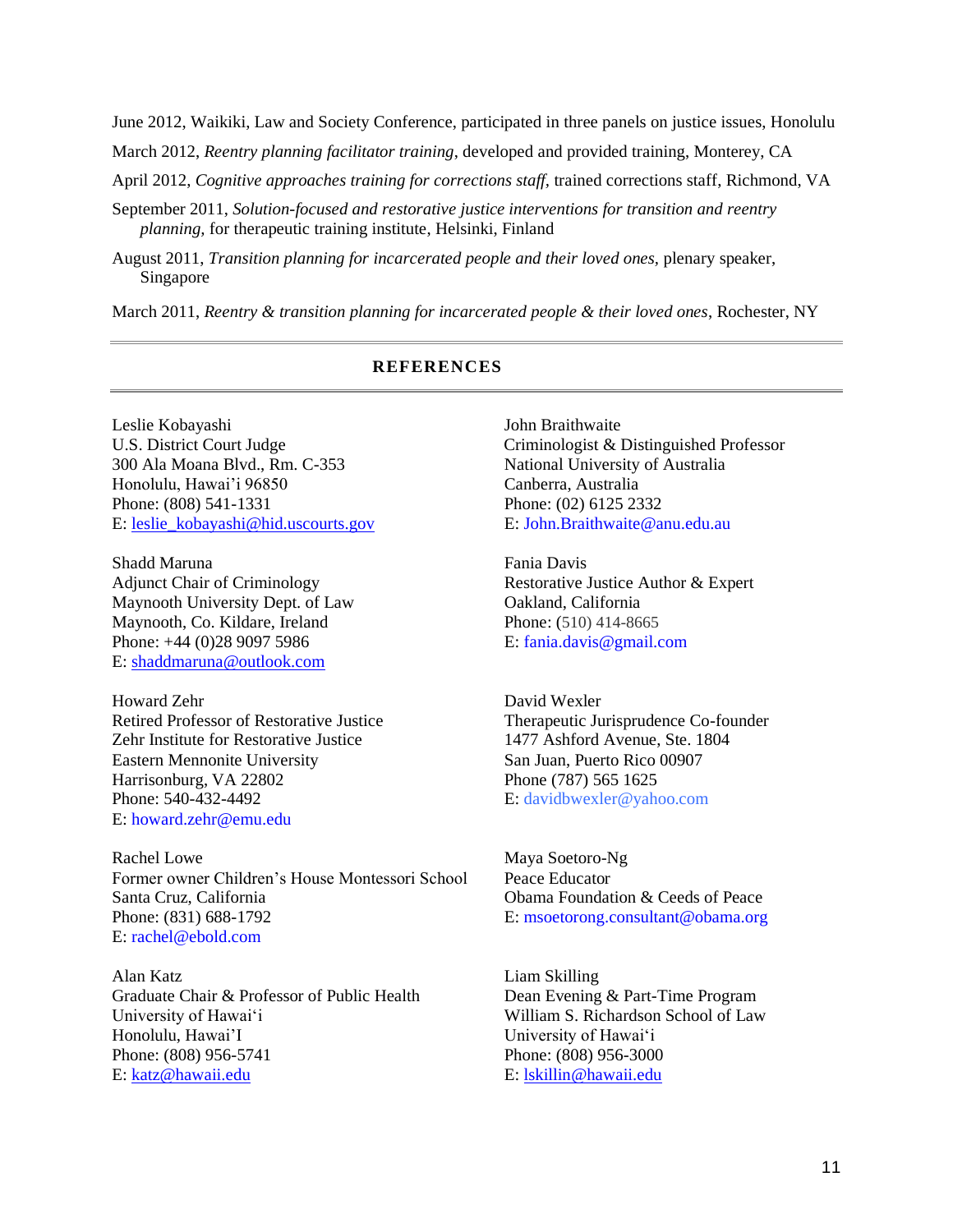June 2012, Waikiki, Law and Society Conference, participated in three panels on justice issues, Honolulu

March 2012, *Reentry planning facilitator training*, developed and provided training, Monterey, CA

April 2012, *Cognitive approaches training for corrections staff,* trained corrections staff, Richmond, VA

September 2011, *Solution-focused and restorative justice interventions for transition and reentry planning,* for therapeutic training institute, Helsinki, Finland

August 2011, *Transition planning for incarcerated people and their loved ones,* plenary speaker, Singapore

March 2011, *Reentry & transition planning for incarcerated people & their loved ones*, Rochester, NY

---

## REFERENCES

---

Leslie Kobayashi
U.S. District Court Judge
300 Ala Moana Blvd., Rm. C-353
Honolulu, Hawai'i 96850
Phone: (808) 541-1331
E: leslie_kobayashi@hid.uscourts.gov

John Braithwaite
Criminologist & Distinguished Professor
National University of Australia
Canberra, Australia
Phone: (02) 6125 2332
E: John.Braithwaite@anu.edu.au

Shadd Maruna
Adjunct Chair of Criminology
Maynooth University Dept. of Law
Maynooth, Co. Kildare, Ireland
Phone: +44 (0)28 9097 5986
E: shaddmaruna@outlook.com

Fania Davis
Restorative Justice Author & Expert
Oakland, California
Phone: (510) 414-8665
E: fania.davis@gmail.com

Howard Zehr
Retired Professor of Restorative Justice
Zehr Institute for Restorative Justice
Eastern Mennonite University
Harrisonburg, VA 22802
Phone: 540-432-4492
E: howard.zehr@emu.edu

David Wexler
Therapeutic Jurisprudence Co-founder
1477 Ashford Avenue, Ste. 1804
San Juan, Puerto Rico 00907
Phone (787) 565 1625
E: davidbwexler@yahoo.com

Rachel Lowe
Former owner Children's House Montessori School
Santa Cruz, California
Phone: (831) 688-1792
E: rachel@ebold.com

Maya Soetoro-Ng
Peace Educator
Obama Foundation & Ceeds of Peace
E: msoetorong.consultant@obama.org

Alan Katz
Graduate Chair & Professor of Public Health
University of Hawai'i
Honolulu, Hawai'I
Phone: (808) 956-5741
E: katz@hawaii.edu

Liam Skilling
Dean Evening & Part-Time Program
William S. Richardson School of Law
University of Hawai'i
Phone: (808) 956-3000
E: lskillin@hawaii.edu